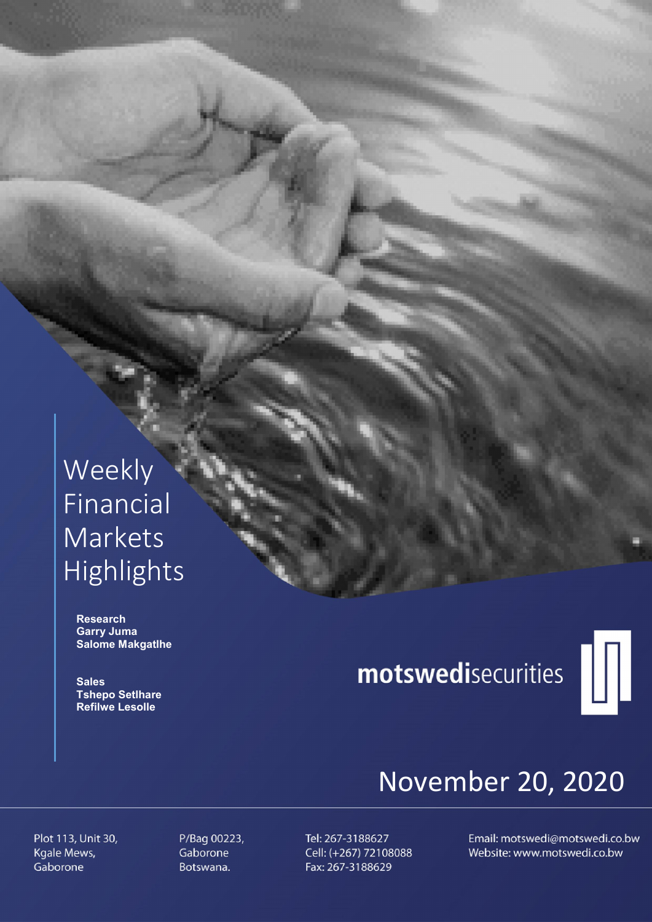# Weekly Financial Markets Highlights

**Research**
**Garry Juma**
**Salome Makgatlhe**

**Sales**
**Tshepo Setlhare**
**Refilwe Lesolle**

**motswedi**securities

November 20, 2020

Plot 113, Unit 30,
Kgale Mews,
Gaborone

P/Bag 00223,
Gaborone
Botswana.

Tel: 267-3188627
Cell: (+267) 72108088
Fax: 267-3188629

Email: motswedi@motswedi.co.bw
Website: www.motswedi.co.bw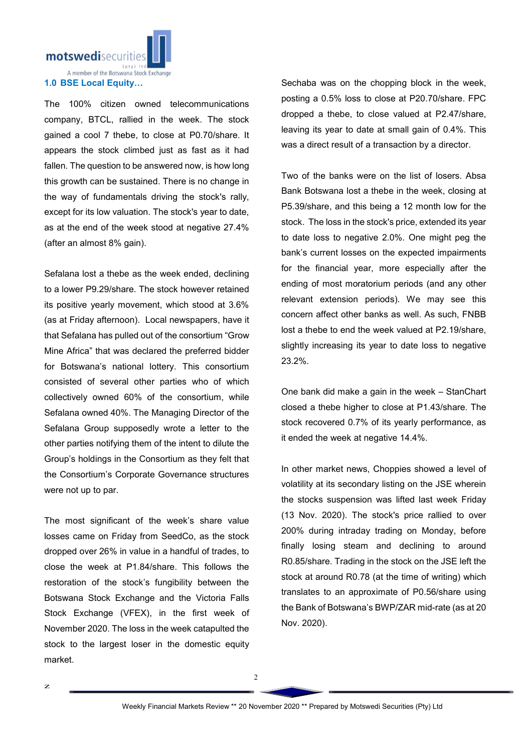## 1.0 BSE Local Equity…

The 100% citizen owned telecommunications company, BTCL, rallied in the week. The stock gained a cool 7 thebe, to close at P0.70/share. It appears the stock climbed just as fast as it had fallen. The question to be answered now, is how long this growth can be sustained. There is no change in the way of fundamentals driving the stock's rally, except for its low valuation. The stock's year to date, as at the end of the week stood at negative 27.4% (after an almost 8% gain).

Sefalana lost a thebe as the week ended, declining to a lower P9.29/share. The stock however retained its positive yearly movement, which stood at 3.6% (as at Friday afternoon). Local newspapers, have it that Sefalana has pulled out of the consortium "Grow Mine Africa" that was declared the preferred bidder for Botswana's national lottery. This consortium consisted of several other parties who of which collectively owned 60% of the consortium, while Sefalana owned 40%. The Managing Director of the Sefalana Group supposedly wrote a letter to the other parties notifying them of the intent to dilute the Group's holdings in the Consortium as they felt that the Consortium's Corporate Governance structures were not up to par.

The most significant of the week's share value losses came on Friday from SeedCo, as the stock dropped over 26% in value in a handful of trades, to close the week at P1.84/share. This follows the restoration of the stock's fungibility between the Botswana Stock Exchange and the Victoria Falls Stock Exchange (VFEX), in the first week of November 2020. The loss in the week catapulted the stock to the largest loser in the domestic equity market.

Sechaba was on the chopping block in the week, posting a 0.5% loss to close at P20.70/share. FPC dropped a thebe, to close valued at P2.47/share, leaving its year to date at small gain of 0.4%. This was a direct result of a transaction by a director.

Two of the banks were on the list of losers. Absa Bank Botswana lost a thebe in the week, closing at P5.39/share, and this being a 12 month low for the stock. The loss in the stock's price, extended its year to date loss to negative 2.0%. One might peg the bank's current losses on the expected impairments for the financial year, more especially after the ending of most moratorium periods (and any other relevant extension periods). We may see this concern affect other banks as well. As such, FNBB lost a thebe to end the week valued at P2.19/share, slightly increasing its year to date loss to negative 23.2%.

One bank did make a gain in the week – StanChart closed a thebe higher to close at P1.43/share. The stock recovered 0.7% of its yearly performance, as it ended the week at negative 14.4%.

In other market news, Choppies showed a level of volatility at its secondary listing on the JSE wherein the stocks suspension was lifted last week Friday (13 Nov. 2020). The stock's price rallied to over 200% during intraday trading on Monday, before finally losing steam and declining to around R0.85/share. Trading in the stock on the JSE left the stock at around R0.78 (at the time of writing) which translates to an approximate of P0.56/share using the Bank of Botswana's BWP/ZAR mid-rate (as at 20 Nov. 2020).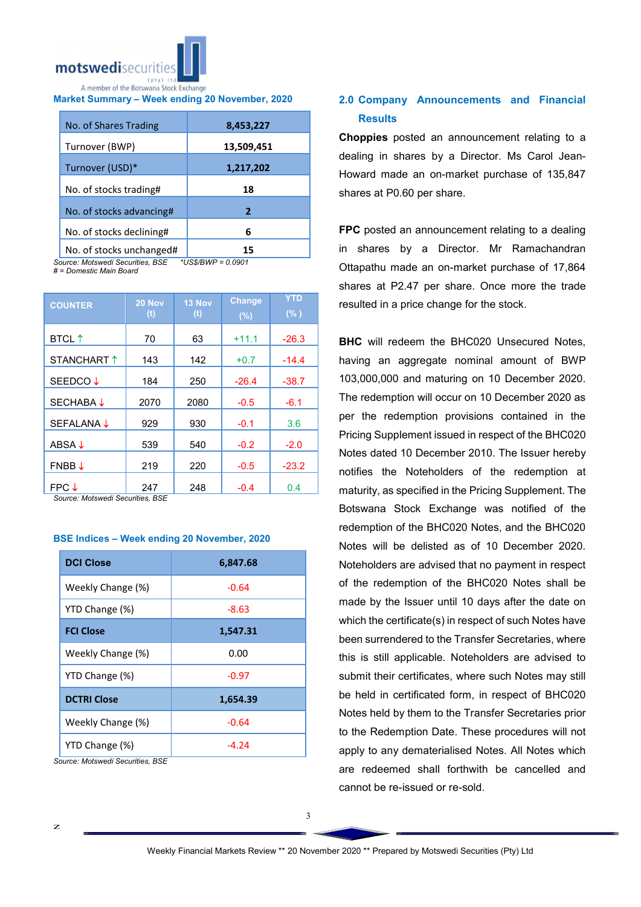## Market Summary – Week ending 20 November, 2020

| No. of Shares Trading | 8,453,227 |
|---|---|
| Turnover (BWP) | 13,509,451 |
| Turnover (USD)* | 1,217,202 |
| No. of stocks trading# | 18 |
| No. of stocks advancing# | 2 |
| No. of stocks declining# | 6 |
| No. of stocks unchanged# | 15 |

*Source: Motswedi Securities, BSE* *\*US$/BWP = 0.0901*
*# = Domestic Main Board*

| COUNTER | 20 Nov (t) | 13 Nov (t) | Change (%) | YTD (%) |
|---|---|---|---|---|
| BTCL ↑ | 70 | 63 | +11.1 | -26.3 |
| STANCHART ↑ | 143 | 142 | +0.7 | -14.4 |
| SEEDCO ↓ | 184 | 250 | -26.4 | -38.7 |
| SECHABA ↓ | 2070 | 2080 | -0.5 | -6.1 |
| SEFALANA ↓ | 929 | 930 | -0.1 | 3.6 |
| ABSA ↓ | 539 | 540 | -0.2 | -2.0 |
| FNBB ↓ | 219 | 220 | -0.5 | -23.2 |
| FPC ↓ | 247 | 248 | -0.4 | 0.4 |

*Source: Motswedi Securities, BSE*

## BSE Indices – Week ending 20 November, 2020

| **DCI Close** | **6,847.68** |
|---|---|
| Weekly Change (%) | -0.64 |
| YTD Change (%) | -8.63 |
| **FCI Close** | **1,547.31** |
| Weekly Change (%) | 0.00 |
| YTD Change (%) | -0.97 |
| **DCTRI Close** | **1,654.39** |
| Weekly Change (%) | -0.64 |
| YTD Change (%) | -4.24 |

*Source: Motswedi Securities, BSE*

## 2.0 Company Announcements and Financial Results

**Choppies** posted an announcement relating to a dealing in shares by a Director. Ms Carol Jean-Howard made an on-market purchase of 135,847 shares at P0.60 per share.

**FPC** posted an announcement relating to a dealing in shares by a Director. Mr Ramachandran Ottapathu made an on-market purchase of 17,864 shares at P2.47 per share. Once more the trade resulted in a price change for the stock.

**BHC** will redeem the BHC020 Unsecured Notes, having an aggregate nominal amount of BWP 103,000,000 and maturing on 10 December 2020. The redemption will occur on 10 December 2020 as per the redemption provisions contained in the Pricing Supplement issued in respect of the BHC020 Notes dated 10 December 2010. The Issuer hereby notifies the Noteholders of the redemption at maturity, as specified in the Pricing Supplement. The Botswana Stock Exchange was notified of the redemption of the BHC020 Notes, and the BHC020 Notes will be delisted as of 10 December 2020. Noteholders are advised that no payment in respect of the redemption of the BHC020 Notes shall be made by the Issuer until 10 days after the date on which the certificate(s) in respect of such Notes have been surrendered to the Transfer Secretaries, where this is still applicable. Noteholders are advised to submit their certificates, where such Notes may still be held in certificated form, in respect of BHC020 Notes held by them to the Transfer Secretaries prior to the Redemption Date. These procedures will not apply to any dematerialised Notes. All Notes which are redeemed shall forthwith be cancelled and cannot be re-issued or re-sold.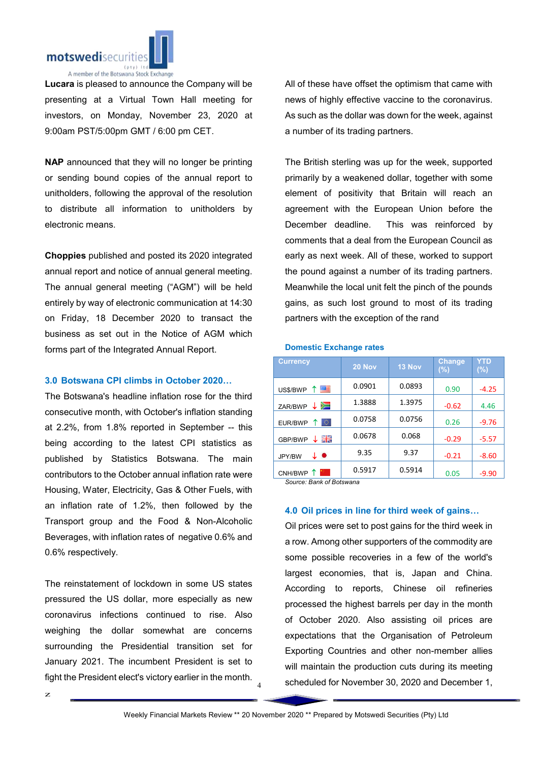**Lucara** is pleased to announce the Company will be presenting at a Virtual Town Hall meeting for investors, on Monday, November 23, 2020 at 9:00am PST/5:00pm GMT / 6:00 pm CET.

**NAP** announced that they will no longer be printing or sending bound copies of the annual report to unitholders, following the approval of the resolution to distribute all information to unitholders by electronic means.

**Choppies** published and posted its 2020 integrated annual report and notice of annual general meeting. The annual general meeting ("AGM") will be held entirely by way of electronic communication at 14:30 on Friday, 18 December 2020 to transact the business as set out in the Notice of AGM which forms part of the Integrated Annual Report.

## 3.0 Botswana CPI climbs in October 2020…

The Botswana's headline inflation rose for the third consecutive month, with October's inflation standing at 2.2%, from 1.8% reported in September -- this being according to the latest CPI statistics as published by Statistics Botswana. The main contributors to the October annual inflation rate were Housing, Water, Electricity, Gas & Other Fuels, with an inflation rate of 1.2%, then followed by the Transport group and the Food & Non-Alcoholic Beverages, with inflation rates of negative 0.6% and 0.6% respectively.

The reinstatement of lockdown in some US states pressured the US dollar, more especially as new coronavirus infections continued to rise. Also weighing the dollar somewhat are concerns surrounding the Presidential transition set for January 2021. The incumbent President is set to fight the President elect's victory earlier in the month. All of these have offset the optimism that came with news of highly effective vaccine to the coronavirus. As such as the dollar was down for the week, against a number of its trading partners.

The British sterling was up for the week, supported primarily by a weakened dollar, together with some element of positivity that Britain will reach an agreement with the European Union before the December deadline. This was reinforced by comments that a deal from the European Council as early as next week. All of these, worked to support the pound against a number of its trading partners. Meanwhile the local unit felt the pinch of the pounds gains, as such lost ground to most of its trading partners with the exception of the rand

**Domestic Exchange rates**

| Currency | 20 Nov | 13 Nov | Change (%) | YTD (%) |
|---|---|---|---|---|
| US$/BWP ↑ | 0.0901 | 0.0893 | 0.90 | -4.25 |
| ZAR/BWP ↓ | 1.3888 | 1.3975 | -0.62 | 4.46 |
| EUR/BWP ↑ | 0.0758 | 0.0756 | 0.26 | -9.76 |
| GBP/BWP ↓ | 0.0678 | 0.068 | -0.29 | -5.57 |
| JPY/BW ↓ | 9.35 | 9.37 | -0.21 | -8.60 |
| CNH/BWP ↑ | 0.5917 | 0.5914 | 0.05 | -9.90 |

*Source: Bank of Botswana*

## 4.0 Oil prices in line for third week of gains…

Oil prices were set to post gains for the third week in a row. Among other supporters of the commodity are some possible recoveries in a few of the world's largest economies, that is, Japan and China. According to reports, Chinese oil refineries processed the highest barrels per day in the month of October 2020. Also assisting oil prices are expectations that the Organisation of Petroleum Exporting Countries and other non-member allies will maintain the production cuts during its meeting scheduled for November 30, 2020 and December 1,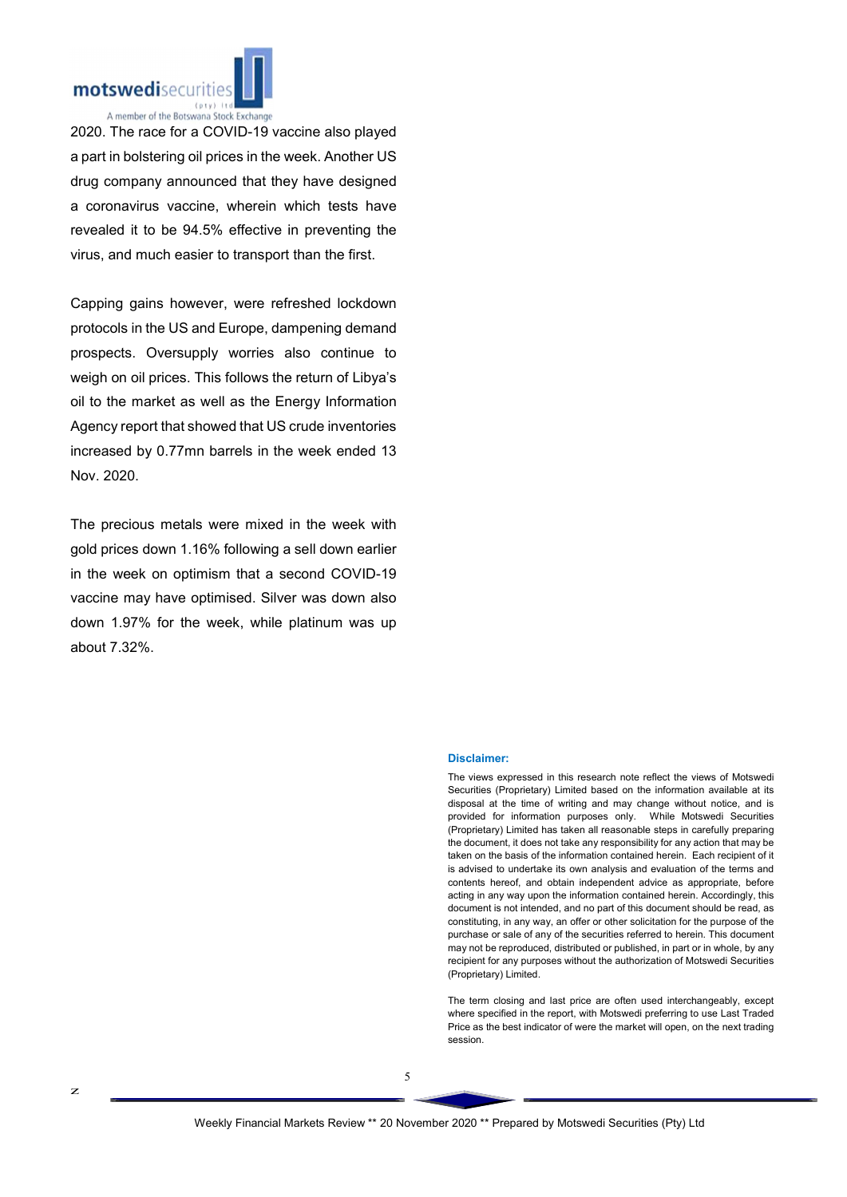2020. The race for a COVID-19 vaccine also played a part in bolstering oil prices in the week. Another US drug company announced that they have designed a coronavirus vaccine, wherein which tests have revealed it to be 94.5% effective in preventing the virus, and much easier to transport than the first.

Capping gains however, were refreshed lockdown protocols in the US and Europe, dampening demand prospects. Oversupply worries also continue to weigh on oil prices. This follows the return of Libya's oil to the market as well as the Energy Information Agency report that showed that US crude inventories increased by 0.77mn barrels in the week ended 13 Nov. 2020.

The precious metals were mixed in the week with gold prices down 1.16% following a sell down earlier in the week on optimism that a second COVID-19 vaccine may have optimised. Silver was down also down 1.97% for the week, while platinum was up about 7.32%.

**Disclaimer:**

The views expressed in this research note reflect the views of Motswedi Securities (Proprietary) Limited based on the information available at its disposal at the time of writing and may change without notice, and is provided for information purposes only. While Motswedi Securities (Proprietary) Limited has taken all reasonable steps in carefully preparing the document, it does not take any responsibility for any action that may be taken on the basis of the information contained herein. Each recipient of it is advised to undertake its own analysis and evaluation of the terms and contents hereof, and obtain independent advice as appropriate, before acting in any way upon the information contained herein. Accordingly, this document is not intended, and no part of this document should be read, as constituting, in any way, an offer or other solicitation for the purpose of the purchase or sale of any of the securities referred to herein. This document may not be reproduced, distributed or published, in part or in whole, by any recipient for any purposes without the authorization of Motswedi Securities (Proprietary) Limited.

The term closing and last price are often used interchangeably, except where specified in the report, with Motswedi preferring to use Last Traded Price as the best indicator of were the market will open, on the next trading session.